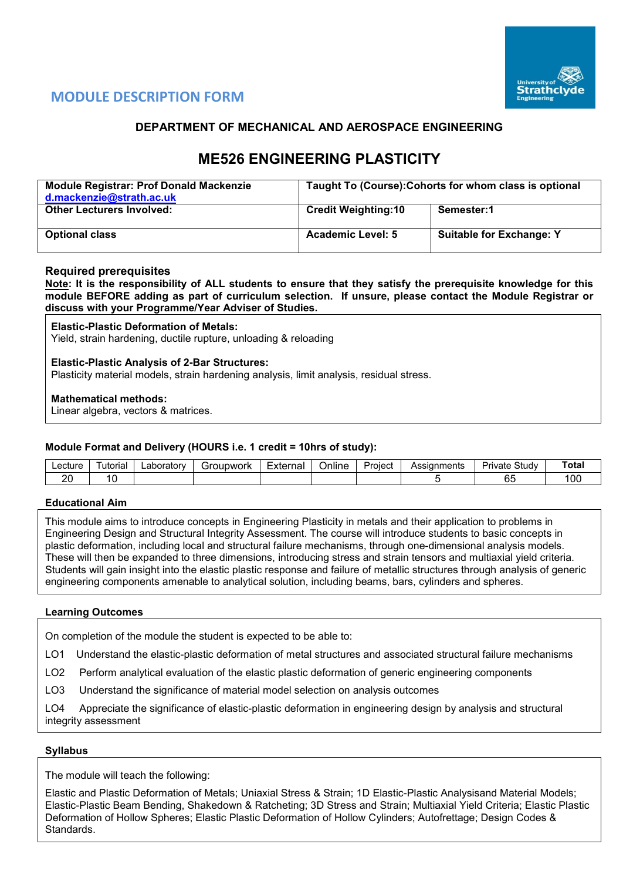# MODULE DESCRIPTION FORM

## DEPARTMENT OF MECHANICAL AND AEROSPACE ENGINEERING

# ME526 ENGINEERING PLASTICITY

| **Module Registrar: Prof Donald Mackenzie** d.mackenzie@strath.ac.uk | **Taught To (Course):Cohorts for whom class is optional** | |
|---|---|---|
| **Other Lecturers Involved:** | **Credit Weighting:10** | **Semester:1** |
| **Optional class** | **Academic Level: 5** | **Suitable for Exchange: Y** |

### Required prerequisites

**Note: It is the responsibility of ALL students to ensure that they satisfy the prerequisite knowledge for this module BEFORE adding as part of curriculum selection. If unsure, please contact the Module Registrar or discuss with your Programme/Year Adviser of Studies.**

**Elastic-Plastic Deformation of Metals:**
Yield, strain hardening, ductile rupture, unloading & reloading

**Elastic-Plastic Analysis of 2-Bar Structures:**
Plasticity material models, strain hardening analysis, limit analysis, residual stress.

**Mathematical methods:**
Linear algebra, vectors & matrices.

### Module Format and Delivery (HOURS i.e. 1 credit = 10hrs of study):

| Lecture | Tutorial | Laboratory | Groupwork | External | Online | Project | Assignments | Private Study | **Total** |
|---|---|---|---|---|---|---|---|---|---|
| 20 | 10 | | | | | | 5 | 65 | 100 |

### Educational Aim

This module aims to introduce concepts in Engineering Plasticity in metals and their application to problems in Engineering Design and Structural Integrity Assessment. The course will introduce students to basic concepts in plastic deformation, including local and structural failure mechanisms, through one-dimensional analysis models. These will then be expanded to three dimensions, introducing stress and strain tensors and multiaxial yield criteria. Students will gain insight into the elastic plastic response and failure of metallic structures through analysis of generic engineering components amenable to analytical solution, including beams, bars, cylinders and spheres.

### Learning Outcomes

On completion of the module the student is expected to be able to:

LO1 Understand the elastic-plastic deformation of metal structures and associated structural failure mechanisms

LO2 Perform analytical evaluation of the elastic plastic deformation of generic engineering components

LO3 Understand the significance of material model selection on analysis outcomes

LO4 Appreciate the significance of elastic-plastic deformation in engineering design by analysis and structural integrity assessment

### Syllabus

The module will teach the following:

Elastic and Plastic Deformation of Metals; Uniaxial Stress & Strain; 1D Elastic-Plastic Analysisand Material Models; Elastic-Plastic Beam Bending, Shakedown & Ratcheting; 3D Stress and Strain; Multiaxial Yield Criteria; Elastic Plastic Deformation of Hollow Spheres; Elastic Plastic Deformation of Hollow Cylinders; Autofrettage; Design Codes & Standards.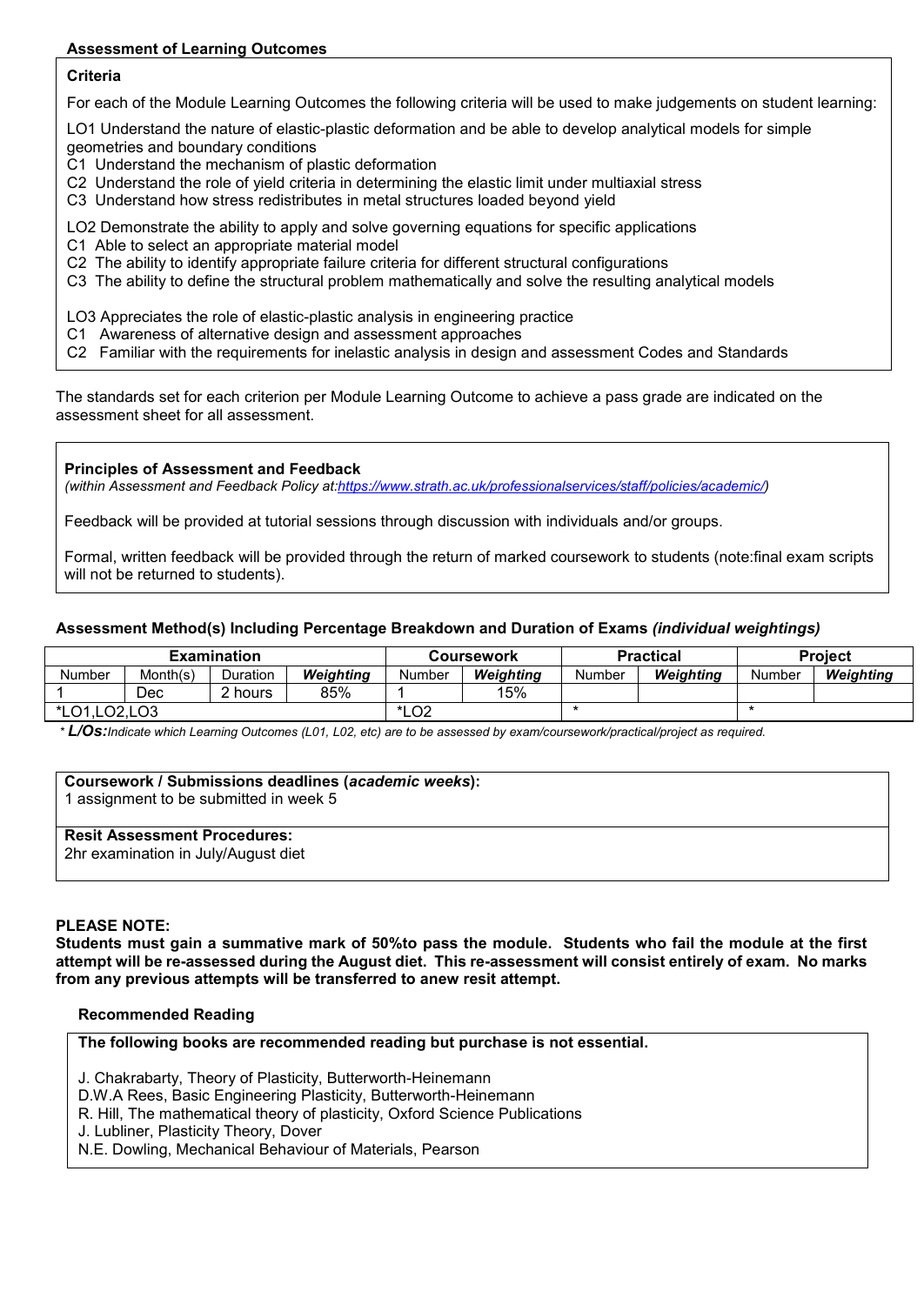### Assessment of Learning Outcomes

**Criteria**

For each of the Module Learning Outcomes the following criteria will be used to make judgements on student learning:

LO1 Understand the nature of elastic-plastic deformation and be able to develop analytical models for simple geometries and boundary conditions
C1 Understand the mechanism of plastic deformation
C2 Understand the role of yield criteria in determining the elastic limit under multiaxial stress
C3 Understand how stress redistributes in metal structures loaded beyond yield

LO2 Demonstrate the ability to apply and solve governing equations for specific applications
C1 Able to select an appropriate material model
C2 The ability to identify appropriate failure criteria for different structural configurations
C3 The ability to define the structural problem mathematically and solve the resulting analytical models

LO3 Appreciates the role of elastic-plastic analysis in engineering practice
C1 Awareness of alternative design and assessment approaches
C2 Familiar with the requirements for inelastic analysis in design and assessment Codes and Standards

The standards set for each criterion per Module Learning Outcome to achieve a pass grade are indicated on the assessment sheet for all assessment.

**Principles of Assessment and Feedback**
*(within Assessment and Feedback Policy at:[https://www.strath.ac.uk/professionalservices/staff/policies/academic/](https://www.strath.ac.uk/professionalservices/staff/policies/academic/))*

Feedback will be provided at tutorial sessions through discussion with individuals and/or groups.

Formal, written feedback will be provided through the return of marked coursework to students (note:final exam scripts will not be returned to students).

**Assessment Method(s) Including Percentage Breakdown and Duration of Exams** ***(individual weightings)***

| Examination | | | | Coursework | | Practical | | Project | |
|---|---|---|---|---|---|---|---|---|---|
| Number | Month(s) | Duration | ***Weighting*** | Number | ***Weighting*** | Number | ***Weighting*** | Number | ***Weighting*** |
| 1 | Dec | 2 hours | 85% | 1 | 15% | | | | |
| *LO1,LO2,LO3 | | | | *LO2 | | * | | * | |

\* ***L/Os:*** *Indicate which Learning Outcomes (L01, L02, etc) are to be assessed by exam/coursework/practical/project as required.*

**Coursework / Submissions deadlines (*academic weeks*):**
1 assignment to be submitted in week 5

**Resit Assessment Procedures:**
2hr examination in July/August diet

**PLEASE NOTE:**
**Students must gain a summative mark of 50%to pass the module. Students who fail the module at the first attempt will be re-assessed during the August diet. This re-assessment will consist entirely of exam. No marks from any previous attempts will be transferred to anew resit attempt.**

**Recommended Reading**

**The following books are recommended reading but purchase is not essential.**

J. Chakrabarty, Theory of Plasticity, Butterworth-Heinemann
D.W.A Rees, Basic Engineering Plasticity, Butterworth-Heinemann
R. Hill, The mathematical theory of plasticity, Oxford Science Publications
J. Lubliner, Plasticity Theory, Dover
N.E. Dowling, Mechanical Behaviour of Materials, Pearson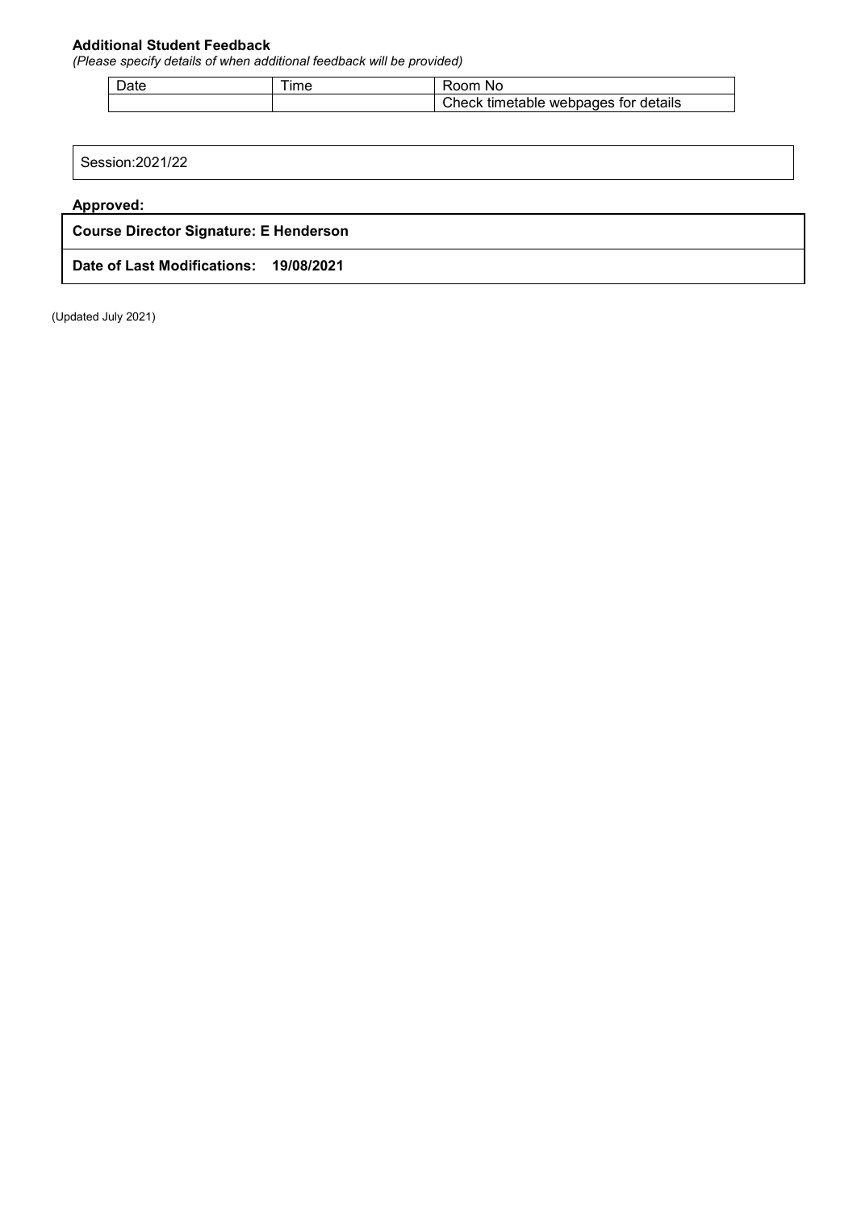**Additional Student Feedback**
*(Please specify details of when additional feedback will be provided)*

| Date | Time | Room No |
|---|---|---|
| | | Check timetable webpages for details |

Session:2021/22

**Approved:**

**Course Director Signature: E Henderson**

**Date of Last Modifications: 19/08/2021**

(Updated July 2021)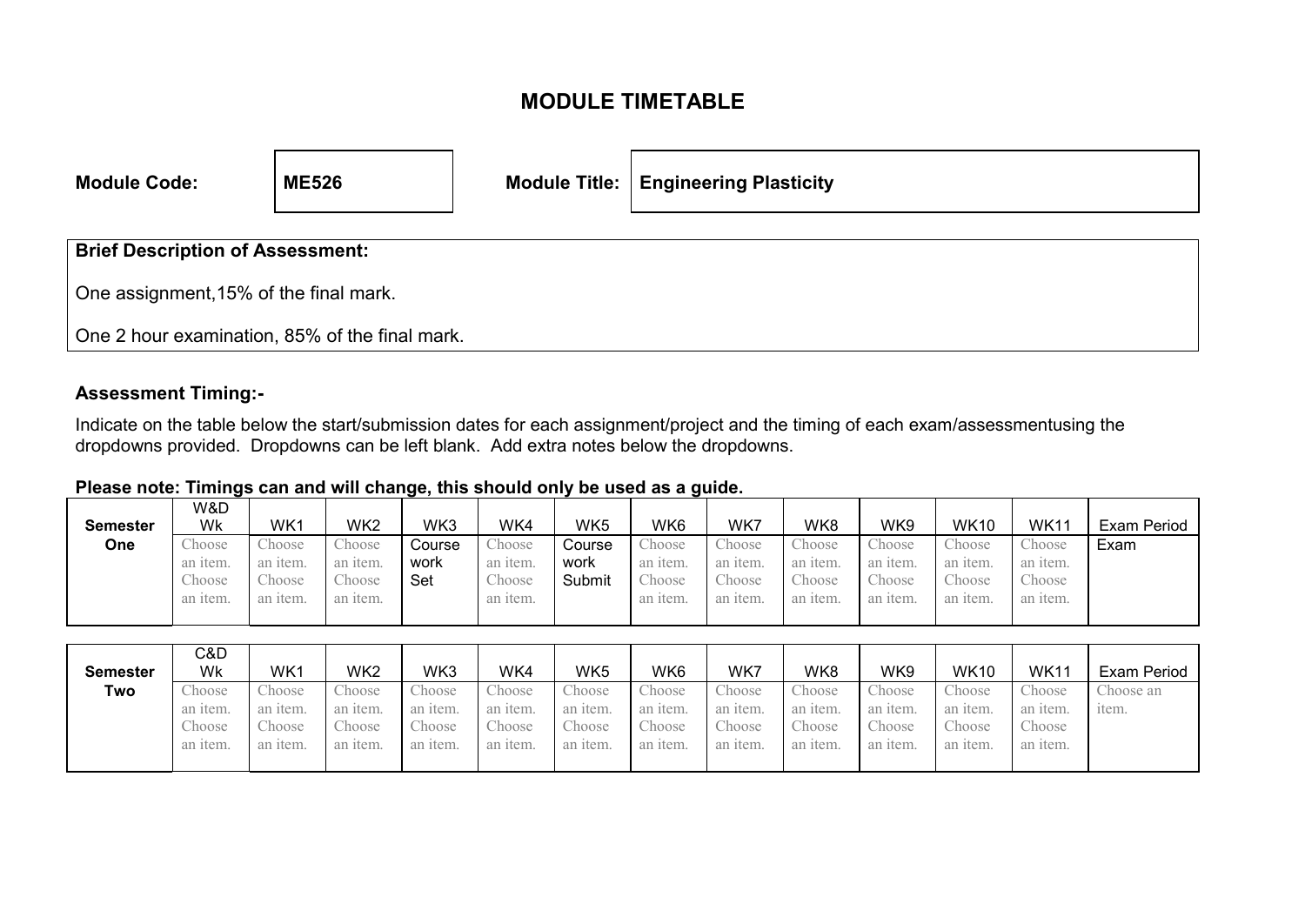# MODULE TIMETABLE

| Module Code: | ME526 | Module Title: | Engineering Plasticity |
|---|---|---|---|

**Brief Description of Assessment:**

One assignment,15% of the final mark.

One 2 hour examination, 85% of the final mark.

**Assessment Timing:-**

Indicate on the table below the start/submission dates for each assignment/project and the timing of each exam/assessmentusing the dropdowns provided. Dropdowns can be left blank. Add extra notes below the dropdowns.

**Please note: Timings can and will change, this should only be used as a guide.**

| Semester One | W&D Wk | WK1 | WK2 | WK3 | WK4 | WK5 | WK6 | WK7 | WK8 | WK9 | WK10 | WK11 | Exam Period |
|---|---|---|---|---|---|---|---|---|---|---|---|---|---|
| | Choose an item. Choose an item. | Choose an item. Choose an item. | Choose an item. Choose an item. | Course work Set | Choose an item. Choose an item. | Course work Submit | Choose an item. Choose an item. | Choose an item. Choose an item. | Choose an item. Choose an item. | Choose an item. Choose an item. | Choose an item. Choose an item. | Choose an item. Choose an item. | Exam |

| Semester Two | C&D Wk | WK1 | WK2 | WK3 | WK4 | WK5 | WK6 | WK7 | WK8 | WK9 | WK10 | WK11 | Exam Period |
|---|---|---|---|---|---|---|---|---|---|---|---|---|---|
| | Choose an item. Choose an item. | Choose an item. Choose an item. | Choose an item. Choose an item. | Choose an item. Choose an item. | Choose an item. Choose an item. | Choose an item. Choose an item. | Choose an item. Choose an item. | Choose an item. Choose an item. | Choose an item. Choose an item. | Choose an item. Choose an item. | Choose an item. Choose an item. | Choose an item. Choose an item. | Choose an item. |